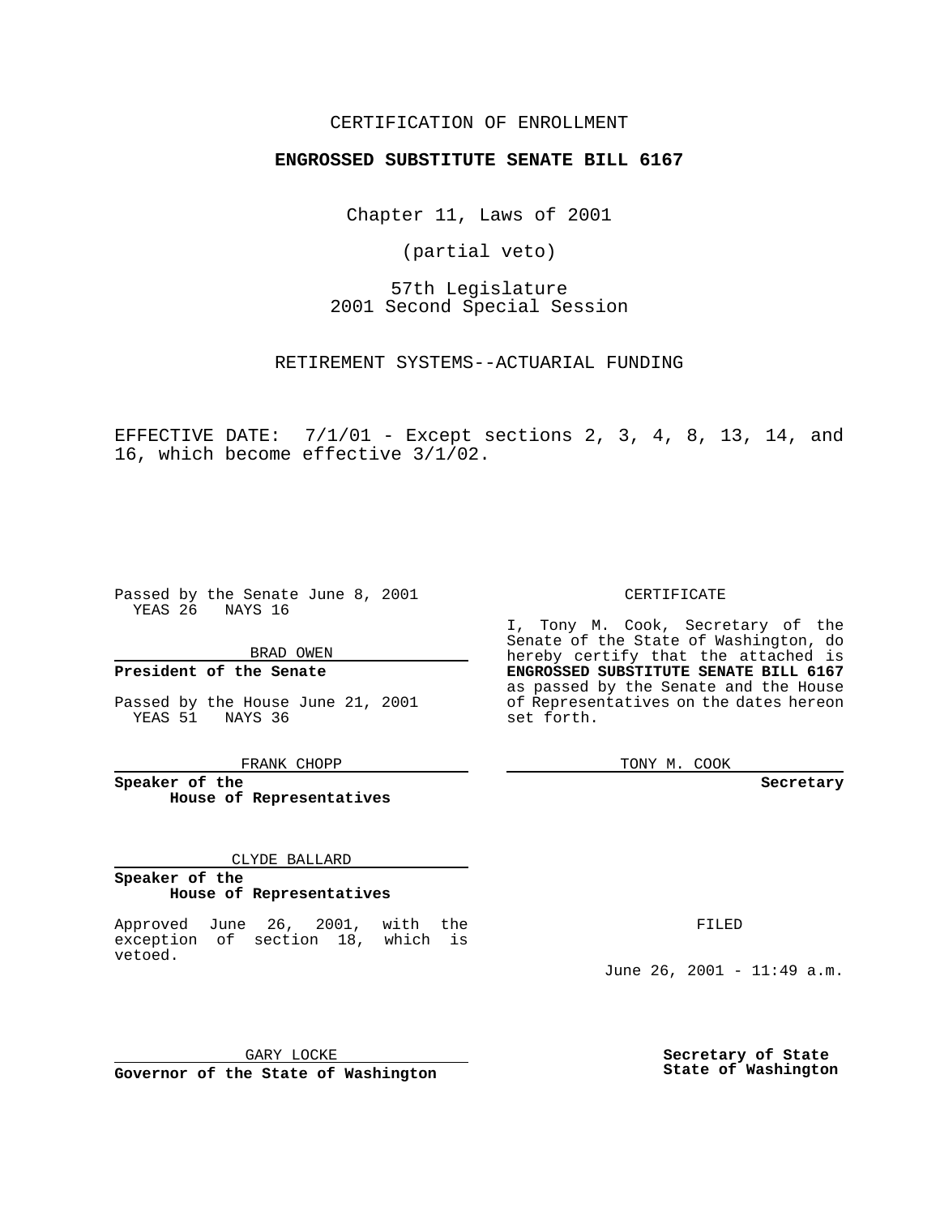CERTIFICATION OF ENROLLMENT

**ENGROSSED SUBSTITUTE SENATE BILL 6167**

Chapter 11, Laws of 2001

(partial veto)

57th Legislature
2001 Second Special Session

RETIREMENT SYSTEMS--ACTUARIAL FUNDING

EFFECTIVE DATE: 7/1/01 - Except sections 2, 3, 4, 8, 13, 14, and 16, which become effective 3/1/02.

Passed by the Senate June 8, 2001
YEAS 26 NAYS 16

BRAD OWEN

**President of the Senate**

Passed by the House June 21, 2001
YEAS 51 NAYS 36

FRANK CHOPP

**Speaker of the House of Representatives**

CLYDE BALLARD

**Speaker of the House of Representatives**

Approved June 26, 2001, with the exception of section 18, which is vetoed.

GARY LOCKE

**Governor of the State of Washington**

CERTIFICATE

I, Tony M. Cook, Secretary of the Senate of the State of Washington, do hereby certify that the attached is **ENGROSSED SUBSTITUTE SENATE BILL 6167** as passed by the Senate and the House of Representatives on the dates hereon set forth.

TONY M. COOK

**Secretary**

FILED

June 26, 2001 - 11:49 a.m.

**Secretary of State**
**State of Washington**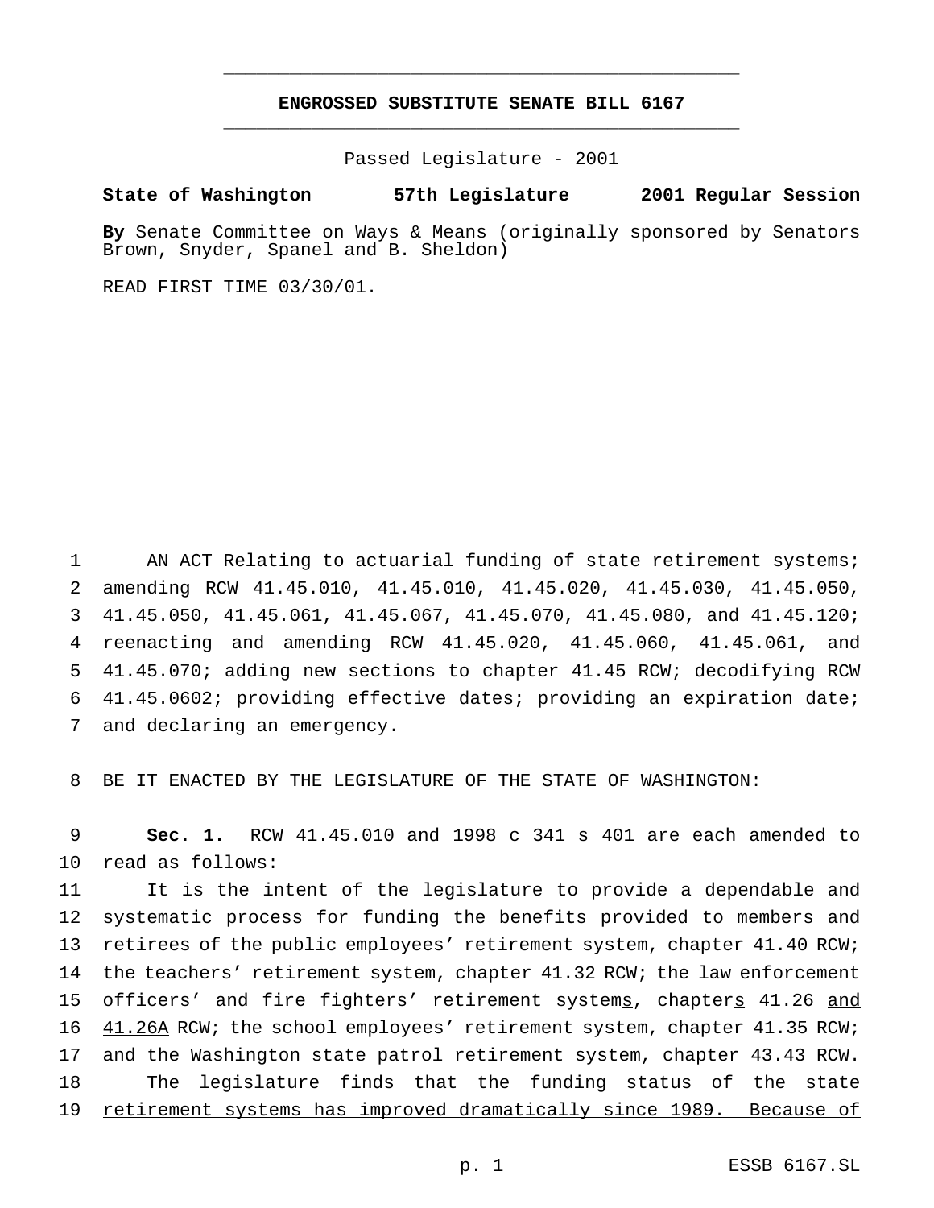# ENGROSSED SUBSTITUTE SENATE BILL 6167

Passed Legislature - 2001

**State of Washington 57th Legislature 2001 Regular Session**

**By** Senate Committee on Ways & Means (originally sponsored by Senators Brown, Snyder, Spanel and B. Sheldon)

READ FIRST TIME 03/30/01.

AN ACT Relating to actuarial funding of state retirement systems; amending RCW 41.45.010, 41.45.010, 41.45.020, 41.45.030, 41.45.050, 41.45.050, 41.45.061, 41.45.067, 41.45.070, 41.45.080, and 41.45.120; reenacting and amending RCW 41.45.020, 41.45.060, 41.45.061, and 41.45.070; adding new sections to chapter 41.45 RCW; decodifying RCW 41.45.0602; providing effective dates; providing an expiration date; and declaring an emergency.

BE IT ENACTED BY THE LEGISLATURE OF THE STATE OF WASHINGTON:

**Sec. 1.** RCW 41.45.010 and 1998 c 341 s 401 are each amended to read as follows:

It is the intent of the legislature to provide a dependable and systematic process for funding the benefits provided to members and retirees of the public employees' retirement system, chapter 41.40 RCW; the teachers' retirement system, chapter 41.32 RCW; the law enforcement officers' and fire fighters' retirement systems, chapters 41.26 and 41.26A RCW; the school employees' retirement system, chapter 41.35 RCW; and the Washington state patrol retirement system, chapter 43.43 RCW.

The legislature finds that the funding status of the state retirement systems has improved dramatically since 1989. Because of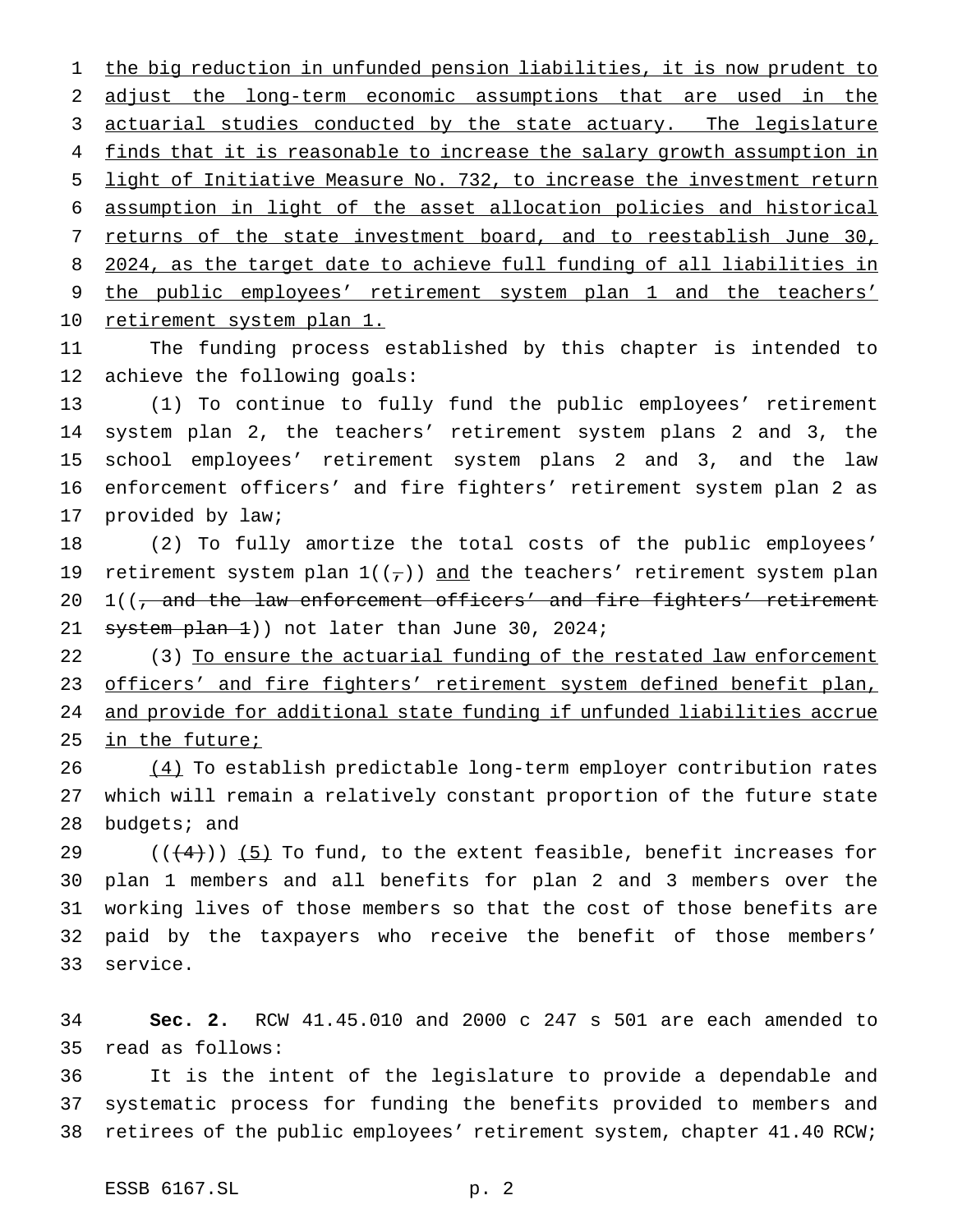the big reduction in unfunded pension liabilities, it is now prudent to adjust the long-term economic assumptions that are used in the actuarial studies conducted by the state actuary. The legislature finds that it is reasonable to increase the salary growth assumption in light of Initiative Measure No. 732, to increase the investment return assumption in light of the asset allocation policies and historical returns of the state investment board, and to reestablish June 30, 2024, as the target date to achieve full funding of all liabilities in the public employees' retirement system plan 1 and the teachers' retirement system plan 1.

The funding process established by this chapter is intended to achieve the following goals:

(1) To continue to fully fund the public employees' retirement system plan 2, the teachers' retirement system plans 2 and 3, the school employees' retirement system plans 2 and 3, and the law enforcement officers' and fire fighters' retirement system plan 2 as provided by law;

(2) To fully amortize the total costs of the public employees' retirement system plan 1((,)) and the teachers' retirement system plan 1((, and the law enforcement officers' and fire fighters' retirement system plan 1)) not later than June 30, 2024;

(3) To ensure the actuarial funding of the restated law enforcement officers' and fire fighters' retirement system defined benefit plan, and provide for additional state funding if unfunded liabilities accrue in the future;

(4) To establish predictable long-term employer contribution rates which will remain a relatively constant proportion of the future state budgets; and

(((4))) (5) To fund, to the extent feasible, benefit increases for plan 1 members and all benefits for plan 2 and 3 members over the working lives of those members so that the cost of those benefits are paid by the taxpayers who receive the benefit of those members' service.

**Sec. 2.** RCW 41.45.010 and 2000 c 247 s 501 are each amended to read as follows:

It is the intent of the legislature to provide a dependable and systematic process for funding the benefits provided to members and retirees of the public employees' retirement system, chapter 41.40 RCW;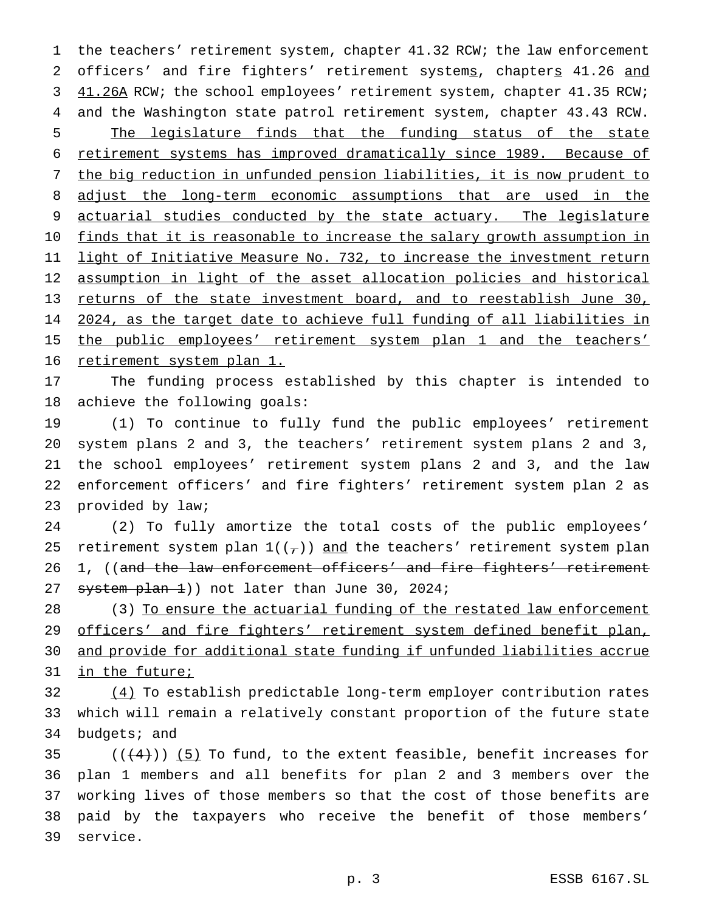the teachers' retirement system, chapter 41.32 RCW; the law enforcement officers' and fire fighters' retirement systems, chapters 41.26 and 41.26A RCW; the school employees' retirement system, chapter 41.35 RCW; and the Washington state patrol retirement system, chapter 43.43 RCW.

The legislature finds that the funding status of the state retirement systems has improved dramatically since 1989. Because of the big reduction in unfunded pension liabilities, it is now prudent to adjust the long-term economic assumptions that are used in the actuarial studies conducted by the state actuary. The legislature finds that it is reasonable to increase the salary growth assumption in light of Initiative Measure No. 732, to increase the investment return assumption in light of the asset allocation policies and historical returns of the state investment board, and to reestablish June 30, 2024, as the target date to achieve full funding of all liabilities in the public employees' retirement system plan 1 and the teachers' retirement system plan 1.

The funding process established by this chapter is intended to achieve the following goals:

(1) To continue to fully fund the public employees' retirement system plans 2 and 3, the teachers' retirement system plans 2 and 3, the school employees' retirement system plans 2 and 3, and the law enforcement officers' and fire fighters' retirement system plan 2 as provided by law;

(2) To fully amortize the total costs of the public employees' retirement system plan 1((,)) and the teachers' retirement system plan 1, ((~~and the law enforcement officers' and fire fighters' retirement system plan 1~~)) not later than June 30, 2024;

(3) To ensure the actuarial funding of the restated law enforcement officers' and fire fighters' retirement system defined benefit plan, and provide for additional state funding if unfunded liabilities accrue in the future;

(4) To establish predictable long-term employer contribution rates which will remain a relatively constant proportion of the future state budgets; and

((~~(4)~~)) (5) To fund, to the extent feasible, benefit increases for plan 1 members and all benefits for plan 2 and 3 members over the working lives of those members so that the cost of those benefits are paid by the taxpayers who receive the benefit of those members' service.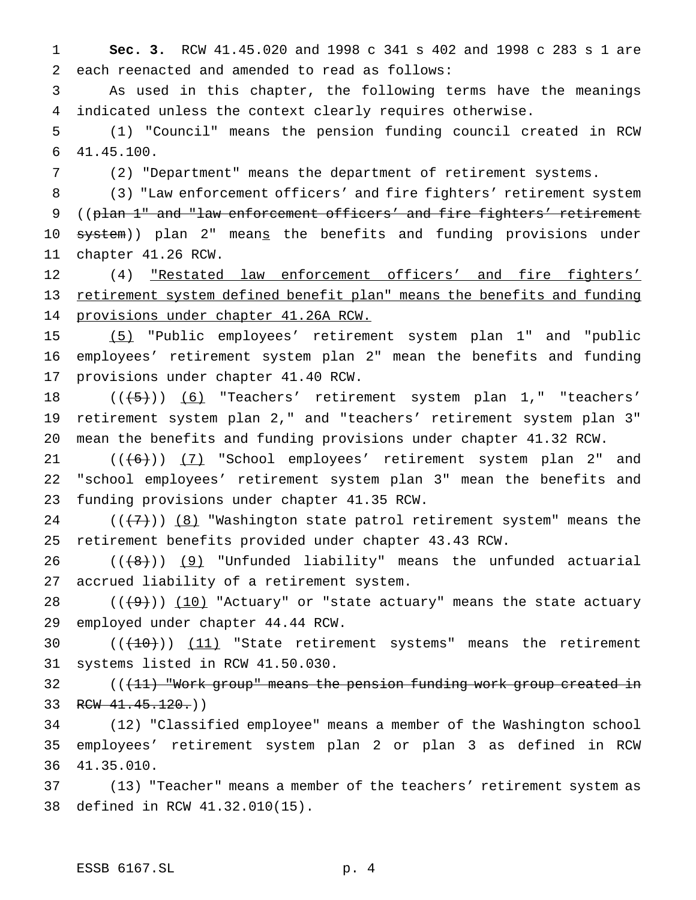**Sec. 3.** RCW 41.45.020 and 1998 c 341 s 402 and 1998 c 283 s 1 are each reenacted and amended to read as follows:

As used in this chapter, the following terms have the meanings indicated unless the context clearly requires otherwise.

(1) "Council" means the pension funding council created in RCW 41.45.100.

(2) "Department" means the department of retirement systems.

(3) "Law enforcement officers' and fire fighters' retirement system ((~~plan 1" and "law enforcement officers' and fire fighters' retirement system~~)) plan 2" mean<u>s</u> the benefits and funding provisions under chapter 41.26 RCW.

(4) <u>"Restated law enforcement officers' and fire fighters' retirement system defined benefit plan" means the benefits and funding provisions under chapter 41.26A RCW.</u>

<u>(5)</u> "Public employees' retirement system plan 1" and "public employees' retirement system plan 2" mean the benefits and funding provisions under chapter 41.40 RCW.

((~~(5)~~)) <u>(6)</u> "Teachers' retirement system plan 1," "teachers' retirement system plan 2," and "teachers' retirement system plan 3" mean the benefits and funding provisions under chapter 41.32 RCW.

((~~(6)~~)) <u>(7)</u> "School employees' retirement system plan 2" and "school employees' retirement system plan 3" mean the benefits and funding provisions under chapter 41.35 RCW.

((~~(7)~~)) <u>(8)</u> "Washington state patrol retirement system" means the retirement benefits provided under chapter 43.43 RCW.

((~~(8)~~)) <u>(9)</u> "Unfunded liability" means the unfunded actuarial accrued liability of a retirement system.

((~~(9)~~)) <u>(10)</u> "Actuary" or "state actuary" means the state actuary employed under chapter 44.44 RCW.

((~~(10)~~)) <u>(11)</u> "State retirement systems" means the retirement systems listed in RCW 41.50.030.

((~~(11) "Work group" means the pension funding work group created in RCW 41.45.120.~~))

(12) "Classified employee" means a member of the Washington school employees' retirement system plan 2 or plan 3 as defined in RCW 41.35.010.

(13) "Teacher" means a member of the teachers' retirement system as defined in RCW 41.32.010(15).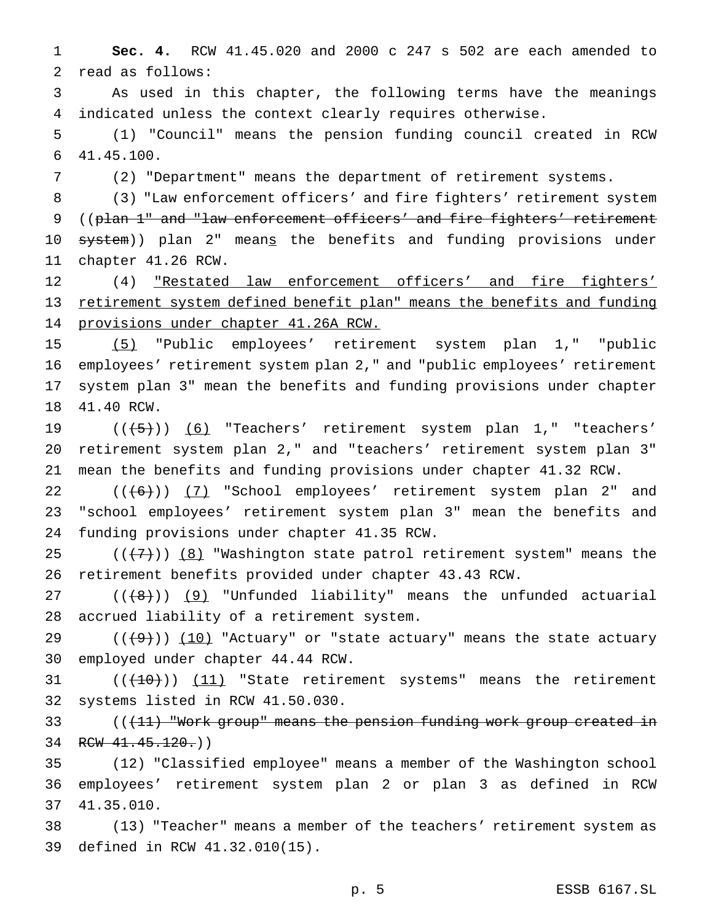**Sec. 4.** RCW 41.45.020 and 2000 c 247 s 502 are each amended to read as follows:

As used in this chapter, the following terms have the meanings indicated unless the context clearly requires otherwise.

(1) "Council" means the pension funding council created in RCW 41.45.100.

(2) "Department" means the department of retirement systems.

(3) "Law enforcement officers' and fire fighters' retirement system ((~~plan 1" and "law enforcement officers' and fire fighters' retirement system~~)) plan 2" mean<u>s</u> the benefits and funding provisions under chapter 41.26 RCW.

(4) <u>"Restated law enforcement officers' and fire fighters' retirement system defined benefit plan" means the benefits and funding provisions under chapter 41.26A RCW.</u>

<u>(5)</u> "Public employees' retirement system plan 1," "public employees' retirement system plan 2," and "public employees' retirement system plan 3" mean the benefits and funding provisions under chapter 41.40 RCW.

((~~(5)~~)) <u>(6)</u> "Teachers' retirement system plan 1," "teachers' retirement system plan 2," and "teachers' retirement system plan 3" mean the benefits and funding provisions under chapter 41.32 RCW.

((~~(6)~~)) <u>(7)</u> "School employees' retirement system plan 2" and "school employees' retirement system plan 3" mean the benefits and funding provisions under chapter 41.35 RCW.

((~~(7)~~)) <u>(8)</u> "Washington state patrol retirement system" means the retirement benefits provided under chapter 43.43 RCW.

((~~(8)~~)) <u>(9)</u> "Unfunded liability" means the unfunded actuarial accrued liability of a retirement system.

((~~(9)~~)) <u>(10)</u> "Actuary" or "state actuary" means the state actuary employed under chapter 44.44 RCW.

((~~(10)~~)) <u>(11)</u> "State retirement systems" means the retirement systems listed in RCW 41.50.030.

((~~(11) "Work group" means the pension funding work group created in RCW 41.45.120.~~))

(12) "Classified employee" means a member of the Washington school employees' retirement system plan 2 or plan 3 as defined in RCW 41.35.010.

(13) "Teacher" means a member of the teachers' retirement system as defined in RCW 41.32.010(15).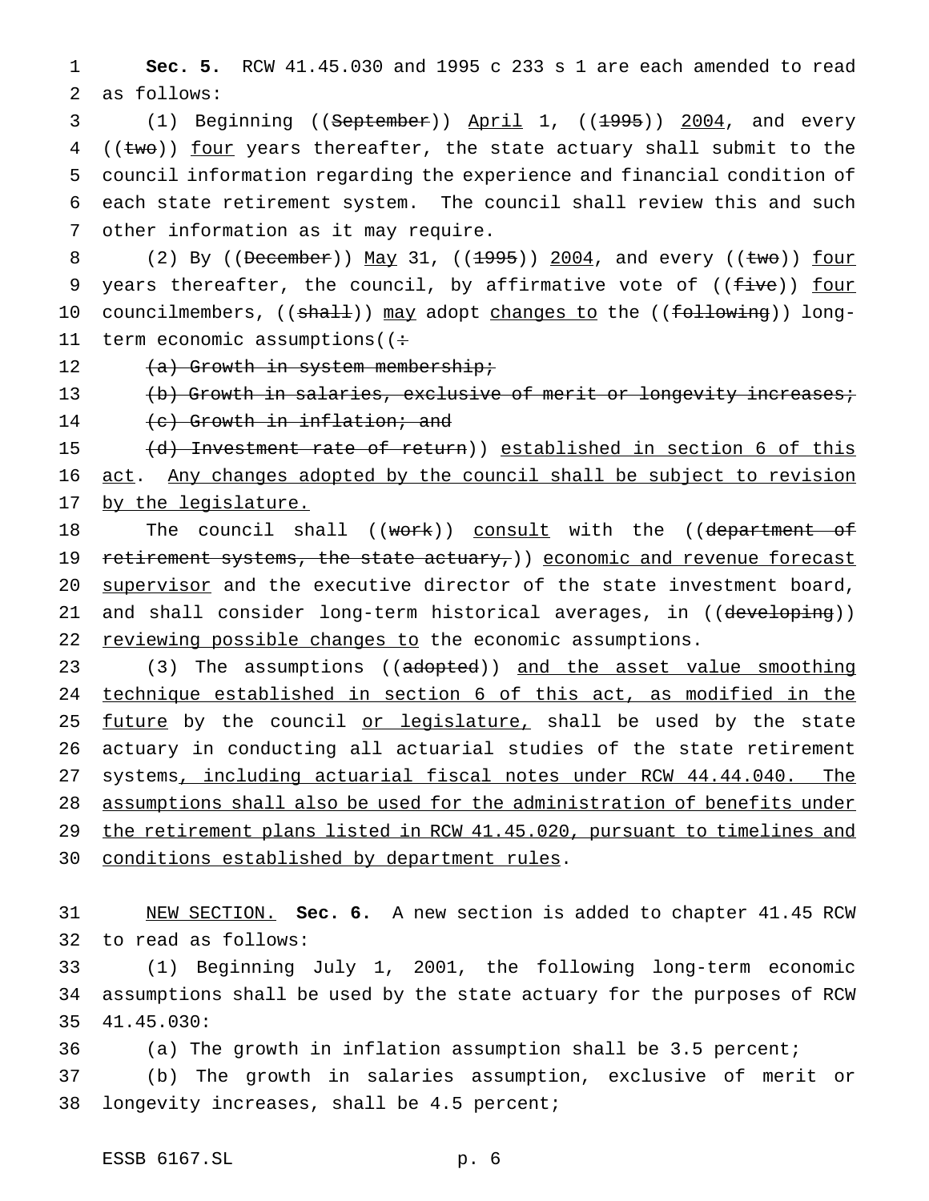**Sec. 5.** RCW 41.45.030 and 1995 c 233 s 1 are each amended to read as follows:

(1) Beginning ((~~September~~)) <u>April</u> 1, ((~~1995~~)) <u>2004</u>, and every ((~~two~~)) <u>four</u> years thereafter, the state actuary shall submit to the council information regarding the experience and financial condition of each state retirement system. The council shall review this and such other information as it may require.

(2) By ((~~December~~)) <u>May</u> 31, ((~~1995~~)) <u>2004</u>, and every ((~~two~~)) <u>four</u> years thereafter, the council, by affirmative vote of ((~~five~~)) <u>four</u> councilmembers, ((~~shall~~)) <u>may</u> adopt <u>changes to</u> the ((~~following~~)) long-term economic assumptions((~~:~~

~~(a) Growth in system membership;~~

~~(b) Growth in salaries, exclusive of merit or longevity increases;~~

~~(c) Growth in inflation; and~~

~~(d) Investment rate of return~~)) <u>established in section 6 of this act</u>. <u>Any changes adopted by the council shall be subject to revision by the legislature.</u>

The council shall ((~~work~~)) <u>consult</u> with the ((~~department of retirement systems, the state actuary,~~)) <u>economic and revenue forecast supervisor</u> and the executive director of the state investment board, and shall consider long-term historical averages, in ((~~developing~~)) <u>reviewing possible changes to</u> the economic assumptions.

(3) The assumptions ((~~adopted~~)) <u>and the asset value smoothing technique established in section 6 of this act, as modified in the future</u> by the council <u>or legislature,</u> shall be used by the state actuary in conducting all actuarial studies of the state retirement systems<u>, including actuarial fiscal notes under RCW 44.44.040. The assumptions shall also be used for the administration of benefits under the retirement plans listed in RCW 41.45.020, pursuant to timelines and conditions established by department rules</u>.

<u>NEW SECTION.</u> **Sec. 6.** A new section is added to chapter 41.45 RCW to read as follows:

(1) Beginning July 1, 2001, the following long-term economic assumptions shall be used by the state actuary for the purposes of RCW 41.45.030:

(a) The growth in inflation assumption shall be 3.5 percent;

(b) The growth in salaries assumption, exclusive of merit or longevity increases, shall be 4.5 percent;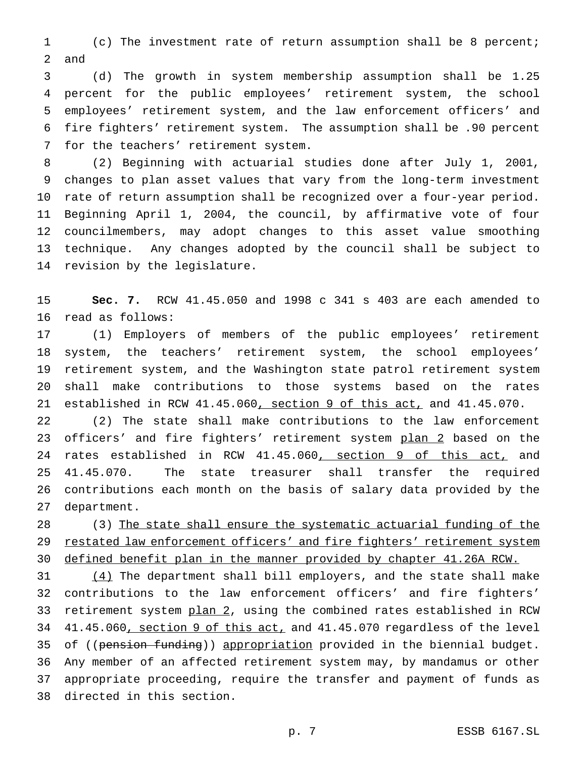(c) The investment rate of return assumption shall be 8 percent; and

(d) The growth in system membership assumption shall be 1.25 percent for the public employees' retirement system, the school employees' retirement system, and the law enforcement officers' and fire fighters' retirement system. The assumption shall be .90 percent for the teachers' retirement system.

(2) Beginning with actuarial studies done after July 1, 2001, changes to plan asset values that vary from the long-term investment rate of return assumption shall be recognized over a four-year period. Beginning April 1, 2004, the council, by affirmative vote of four councilmembers, may adopt changes to this asset value smoothing technique. Any changes adopted by the council shall be subject to revision by the legislature.

**Sec. 7.** RCW 41.45.050 and 1998 c 341 s 403 are each amended to read as follows:

(1) Employers of members of the public employees' retirement system, the teachers' retirement system, the school employees' retirement system, and the Washington state patrol retirement system shall make contributions to those systems based on the rates established in RCW 41.45.060, section 9 of this act, and 41.45.070.

(2) The state shall make contributions to the law enforcement officers' and fire fighters' retirement system plan 2 based on the rates established in RCW 41.45.060, section 9 of this act, and 41.45.070. The state treasurer shall transfer the required contributions each month on the basis of salary data provided by the department.

(3) The state shall ensure the systematic actuarial funding of the restated law enforcement officers' and fire fighters' retirement system defined benefit plan in the manner provided by chapter 41.26A RCW.

(4) The department shall bill employers, and the state shall make contributions to the law enforcement officers' and fire fighters' retirement system plan 2, using the combined rates established in RCW 41.45.060, section 9 of this act, and 41.45.070 regardless of the level of ((~~pension funding~~)) appropriation provided in the biennial budget. Any member of an affected retirement system may, by mandamus or other appropriate proceeding, require the transfer and payment of funds as directed in this section.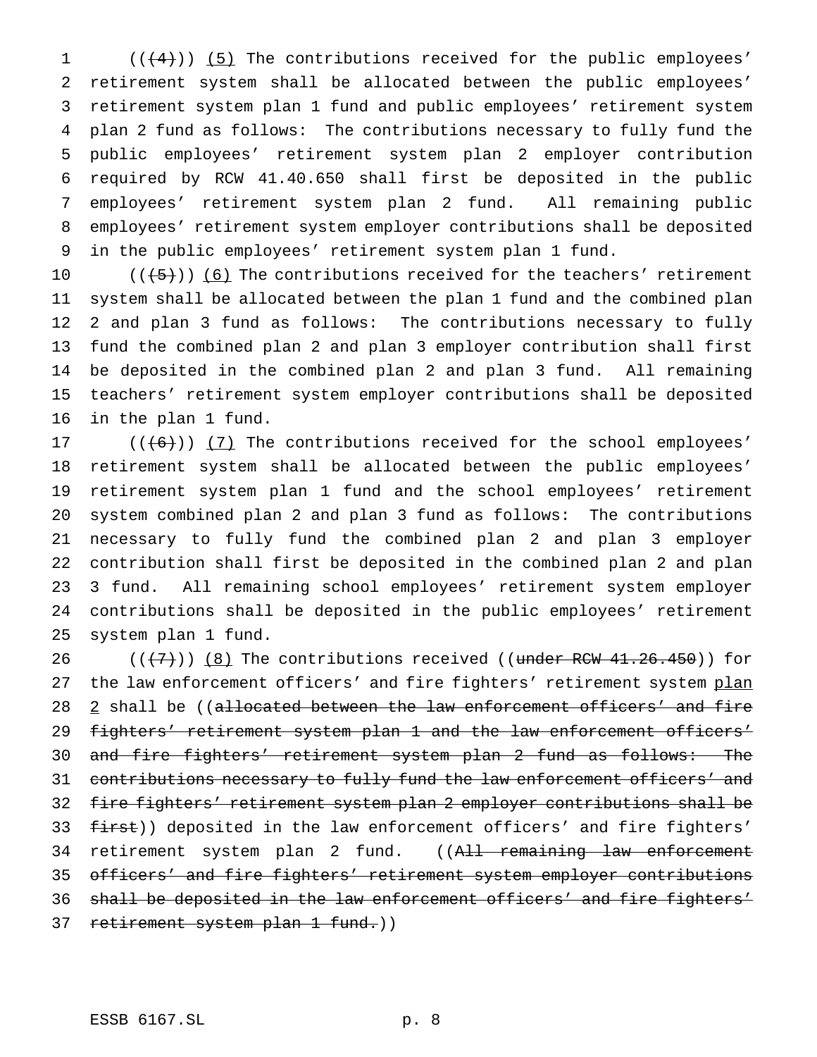((~~(4)~~)) <u>(5)</u> The contributions received for the public employees' retirement system shall be allocated between the public employees' retirement system plan 1 fund and public employees' retirement system plan 2 fund as follows: The contributions necessary to fully fund the public employees' retirement system plan 2 employer contribution required by RCW 41.40.650 shall first be deposited in the public employees' retirement system plan 2 fund. All remaining public employees' retirement system employer contributions shall be deposited in the public employees' retirement system plan 1 fund.

((~~(5)~~)) <u>(6)</u> The contributions received for the teachers' retirement system shall be allocated between the plan 1 fund and the combined plan 2 and plan 3 fund as follows: The contributions necessary to fully fund the combined plan 2 and plan 3 employer contribution shall first be deposited in the combined plan 2 and plan 3 fund. All remaining teachers' retirement system employer contributions shall be deposited in the plan 1 fund.

((~~(6)~~)) <u>(7)</u> The contributions received for the school employees' retirement system shall be allocated between the public employees' retirement system plan 1 fund and the school employees' retirement system combined plan 2 and plan 3 fund as follows: The contributions necessary to fully fund the combined plan 2 and plan 3 employer contribution shall first be deposited in the combined plan 2 and plan 3 fund. All remaining school employees' retirement system employer contributions shall be deposited in the public employees' retirement system plan 1 fund.

((~~(7)~~)) <u>(8)</u> The contributions received ((~~under RCW 41.26.450~~)) for the law enforcement officers' and fire fighters' retirement system <u>plan 2</u> shall be ((~~allocated between the law enforcement officers' and fire fighters' retirement system plan 1 and the law enforcement officers' and fire fighters' retirement system plan 2 fund as follows: The contributions necessary to fully fund the law enforcement officers' and fire fighters' retirement system plan 2 employer contributions shall be first~~)) deposited in the law enforcement officers' and fire fighters' retirement system plan 2 fund. ((~~All remaining law enforcement officers' and fire fighters' retirement system employer contributions shall be deposited in the law enforcement officers' and fire fighters' retirement system plan 1 fund.~~))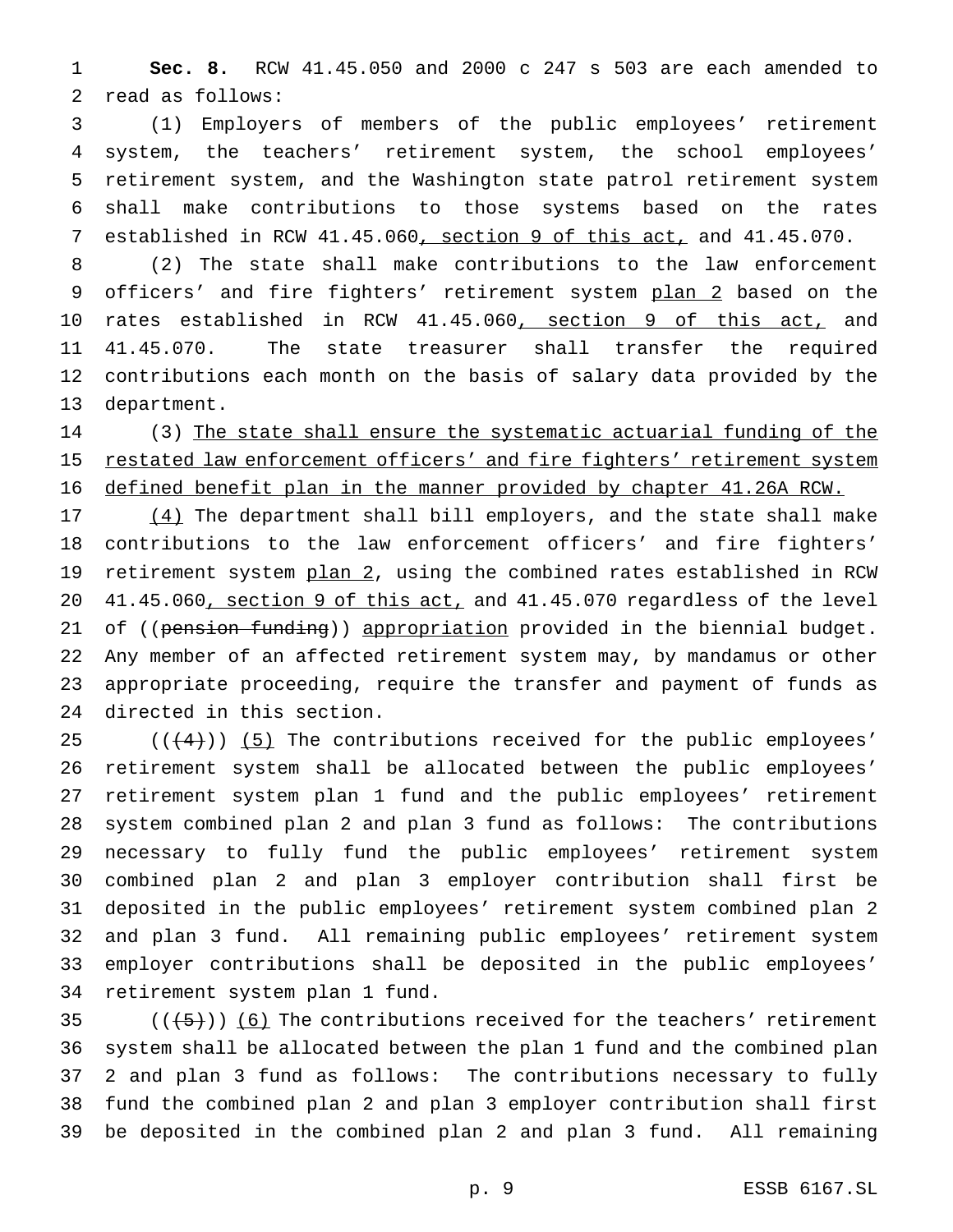**Sec. 8.** RCW 41.45.050 and 2000 c 247 s 503 are each amended to read as follows:

(1) Employers of members of the public employees' retirement system, the teachers' retirement system, the school employees' retirement system, and the Washington state patrol retirement system shall make contributions to those systems based on the rates established in RCW 41.45.060, section 9 of this act, and 41.45.070.

(2) The state shall make contributions to the law enforcement officers' and fire fighters' retirement system plan 2 based on the rates established in RCW 41.45.060, section 9 of this act, and 41.45.070. The state treasurer shall transfer the required contributions each month on the basis of salary data provided by the department.

(3) The state shall ensure the systematic actuarial funding of the restated law enforcement officers' and fire fighters' retirement system defined benefit plan in the manner provided by chapter 41.26A RCW.

(4) The department shall bill employers, and the state shall make contributions to the law enforcement officers' and fire fighters' retirement system plan 2, using the combined rates established in RCW 41.45.060, section 9 of this act, and 41.45.070 regardless of the level of ((~~pension funding~~)) appropriation provided in the biennial budget. Any member of an affected retirement system may, by mandamus or other appropriate proceeding, require the transfer and payment of funds as directed in this section.

((~~(4)~~)) (5) The contributions received for the public employees' retirement system shall be allocated between the public employees' retirement system plan 1 fund and the public employees' retirement system combined plan 2 and plan 3 fund as follows: The contributions necessary to fully fund the public employees' retirement system combined plan 2 and plan 3 employer contribution shall first be deposited in the public employees' retirement system combined plan 2 and plan 3 fund. All remaining public employees' retirement system employer contributions shall be deposited in the public employees' retirement system plan 1 fund.

((~~(5)~~)) (6) The contributions received for the teachers' retirement system shall be allocated between the plan 1 fund and the combined plan 2 and plan 3 fund as follows: The contributions necessary to fully fund the combined plan 2 and plan 3 employer contribution shall first be deposited in the combined plan 2 and plan 3 fund. All remaining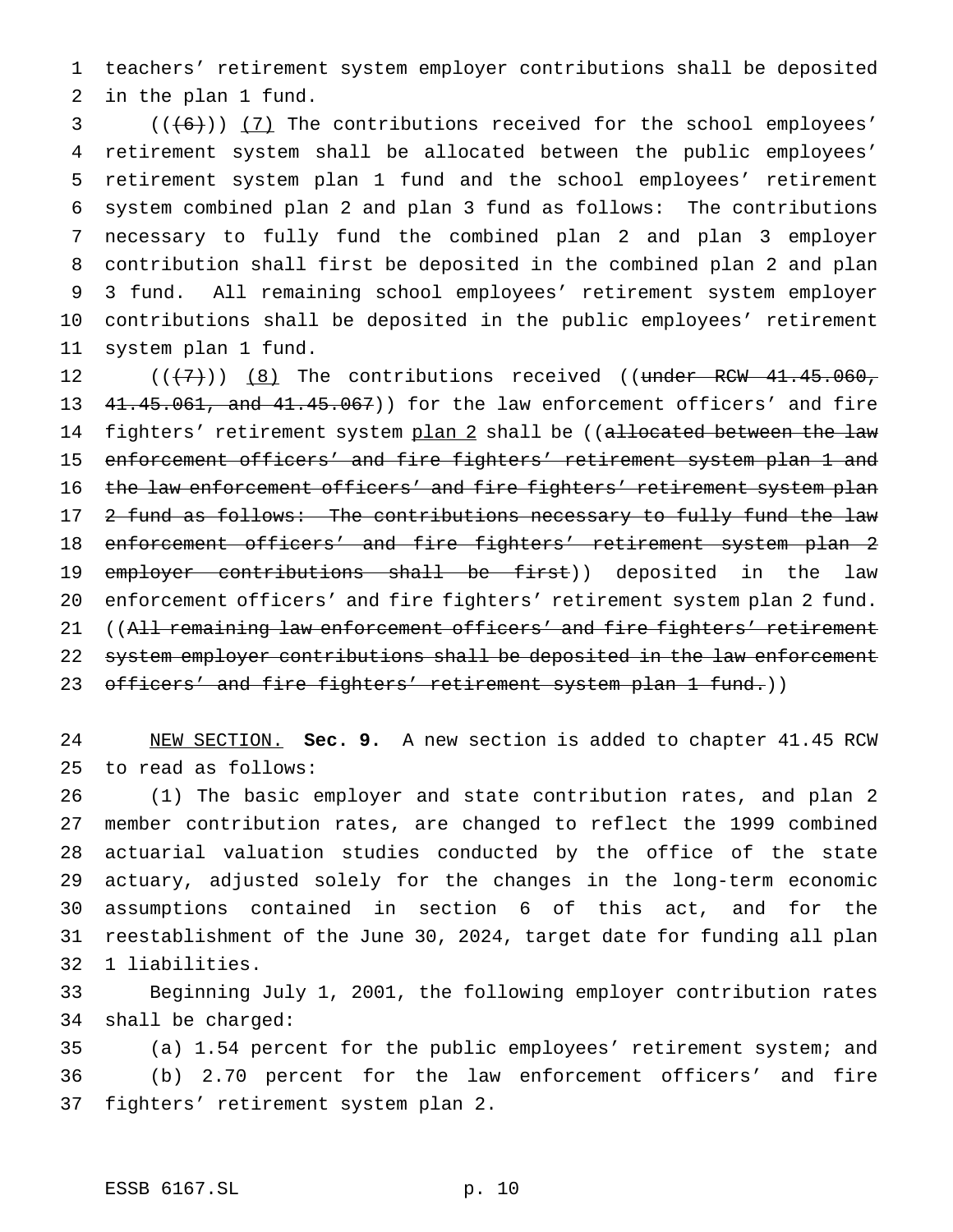teachers' retirement system employer contributions shall be deposited in the plan 1 fund.

(((6))) (7) The contributions received for the school employees' retirement system shall be allocated between the public employees' retirement system plan 1 fund and the school employees' retirement system combined plan 2 and plan 3 fund as follows: The contributions necessary to fully fund the combined plan 2 and plan 3 employer contribution shall first be deposited in the combined plan 2 and plan 3 fund. All remaining school employees' retirement system employer contributions shall be deposited in the public employees' retirement system plan 1 fund.

(((7))) (8) The contributions received ((under RCW 41.45.060, 41.45.061, and 41.45.067)) for the law enforcement officers' and fire fighters' retirement system plan 2 shall be ((allocated between the law enforcement officers' and fire fighters' retirement system plan 1 and the law enforcement officers' and fire fighters' retirement system plan 2 fund as follows: The contributions necessary to fully fund the law enforcement officers' and fire fighters' retirement system plan 2 employer contributions shall be first)) deposited in the law enforcement officers' and fire fighters' retirement system plan 2 fund. ((All remaining law enforcement officers' and fire fighters' retirement system employer contributions shall be deposited in the law enforcement officers' and fire fighters' retirement system plan 1 fund.))

NEW SECTION. **Sec. 9.** A new section is added to chapter 41.45 RCW to read as follows:

(1) The basic employer and state contribution rates, and plan 2 member contribution rates, are changed to reflect the 1999 combined actuarial valuation studies conducted by the office of the state actuary, adjusted solely for the changes in the long-term economic assumptions contained in section 6 of this act, and for the reestablishment of the June 30, 2024, target date for funding all plan 1 liabilities.

Beginning July 1, 2001, the following employer contribution rates shall be charged:

(a) 1.54 percent for the public employees' retirement system; and

(b) 2.70 percent for the law enforcement officers' and fire fighters' retirement system plan 2.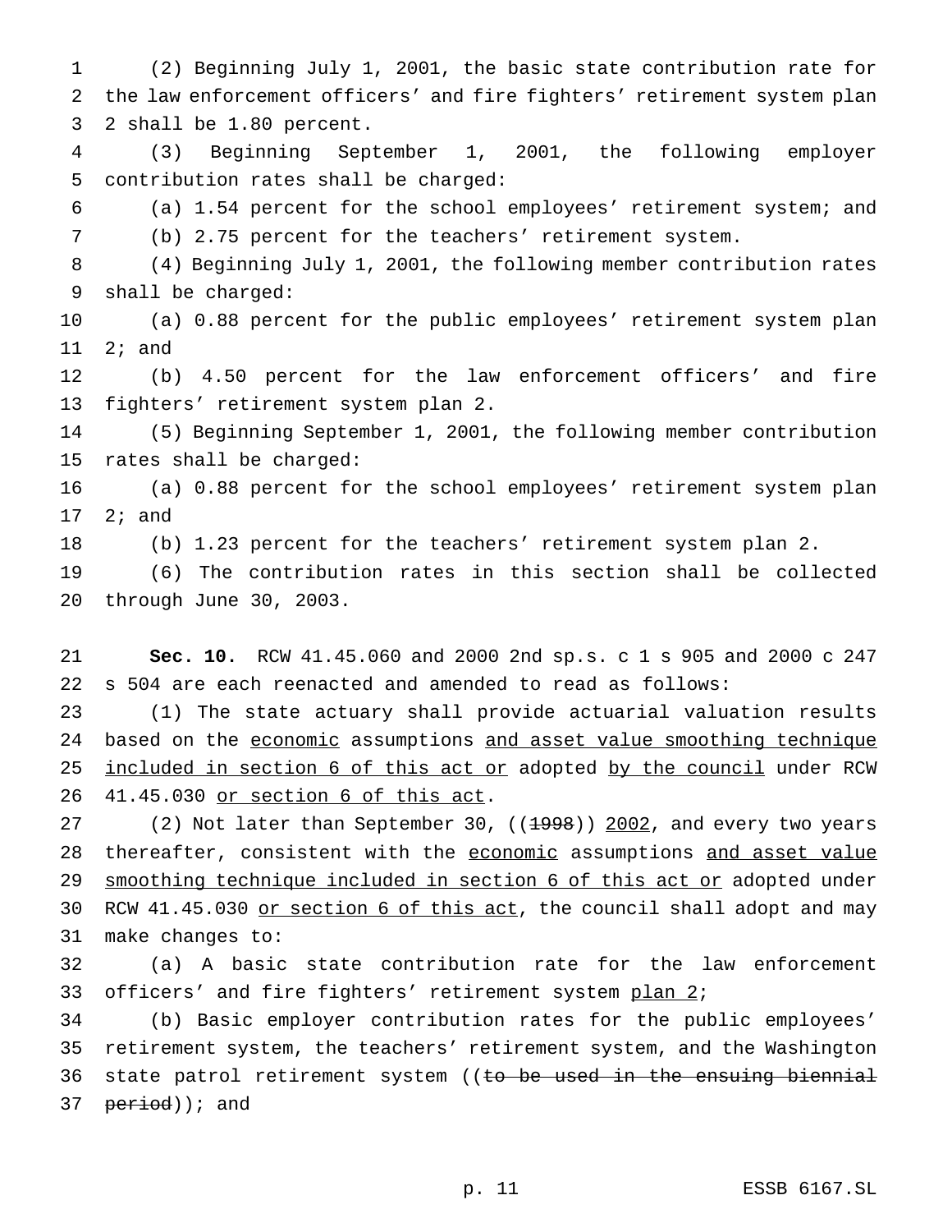(2) Beginning July 1, 2001, the basic state contribution rate for the law enforcement officers' and fire fighters' retirement system plan 2 shall be 1.80 percent.

(3) Beginning September 1, 2001, the following employer contribution rates shall be charged:

(a) 1.54 percent for the school employees' retirement system; and

(b) 2.75 percent for the teachers' retirement system.

(4) Beginning July 1, 2001, the following member contribution rates shall be charged:

(a) 0.88 percent for the public employees' retirement system plan 2; and

(b) 4.50 percent for the law enforcement officers' and fire fighters' retirement system plan 2.

(5) Beginning September 1, 2001, the following member contribution rates shall be charged:

(a) 0.88 percent for the school employees' retirement system plan 2; and

(b) 1.23 percent for the teachers' retirement system plan 2.

(6) The contribution rates in this section shall be collected through June 30, 2003.

**Sec. 10.** RCW 41.45.060 and 2000 2nd sp.s. c 1 s 905 and 2000 c 247 s 504 are each reenacted and amended to read as follows:

(1) The state actuary shall provide actuarial valuation results based on the economic assumptions and asset value smoothing technique included in section 6 of this act or adopted by the council under RCW 41.45.030 or section 6 of this act.

(2) Not later than September 30, ((~~1998~~)) 2002, and every two years thereafter, consistent with the economic assumptions and asset value smoothing technique included in section 6 of this act or adopted under RCW 41.45.030 or section 6 of this act, the council shall adopt and may make changes to:

(a) A basic state contribution rate for the law enforcement officers' and fire fighters' retirement system plan 2;

(b) Basic employer contribution rates for the public employees' retirement system, the teachers' retirement system, and the Washington state patrol retirement system ((~~to be used in the ensuing biennial period~~)); and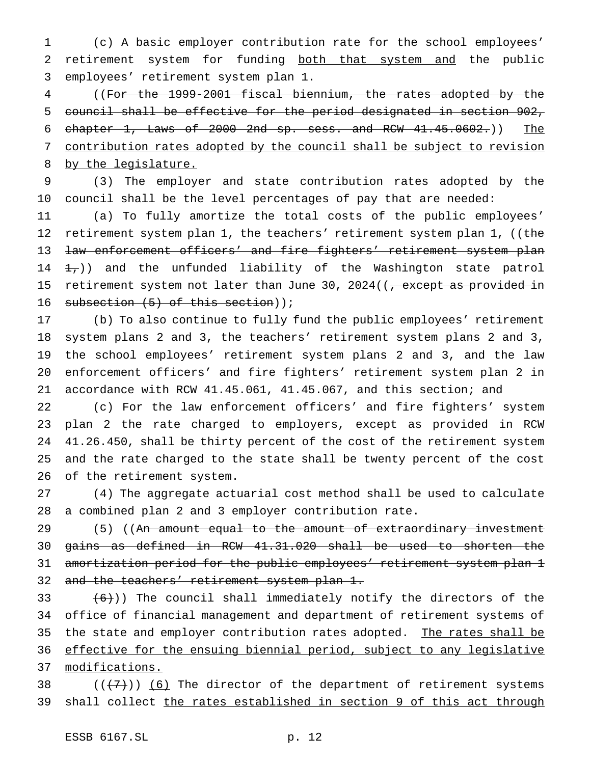(c) A basic employer contribution rate for the school employees' retirement system for funding both that system and the public employees' retirement system plan 1.

((For the 1999-2001 fiscal biennium, the rates adopted by the council shall be effective for the period designated in section 902, chapter 1, Laws of 2000 2nd sp. sess. and RCW 41.45.0602.)) The contribution rates adopted by the council shall be subject to revision by the legislature.

(3) The employer and state contribution rates adopted by the council shall be the level percentages of pay that are needed:

(a) To fully amortize the total costs of the public employees' retirement system plan 1, the teachers' retirement system plan 1, ((the law enforcement officers' and fire fighters' retirement system plan 1,)) and the unfunded liability of the Washington state patrol retirement system not later than June 30, 2024((, except as provided in subsection (5) of this section));

(b) To also continue to fully fund the public employees' retirement system plans 2 and 3, the teachers' retirement system plans 2 and 3, the school employees' retirement system plans 2 and 3, and the law enforcement officers' and fire fighters' retirement system plan 2 in accordance with RCW 41.45.061, 41.45.067, and this section; and

(c) For the law enforcement officers' and fire fighters' system plan 2 the rate charged to employers, except as provided in RCW 41.26.450, shall be thirty percent of the cost of the retirement system and the rate charged to the state shall be twenty percent of the cost of the retirement system.

(4) The aggregate actuarial cost method shall be used to calculate a combined plan 2 and 3 employer contribution rate.

(5) ((An amount equal to the amount of extraordinary investment gains as defined in RCW 41.31.020 shall be used to shorten the amortization period for the public employees' retirement system plan 1 and the teachers' retirement system plan 1.

(6))) The council shall immediately notify the directors of the office of financial management and department of retirement systems of the state and employer contribution rates adopted. The rates shall be effective for the ensuing biennial period, subject to any legislative modifications.

(((7))) (6) The director of the department of retirement systems shall collect the rates established in section 9 of this act through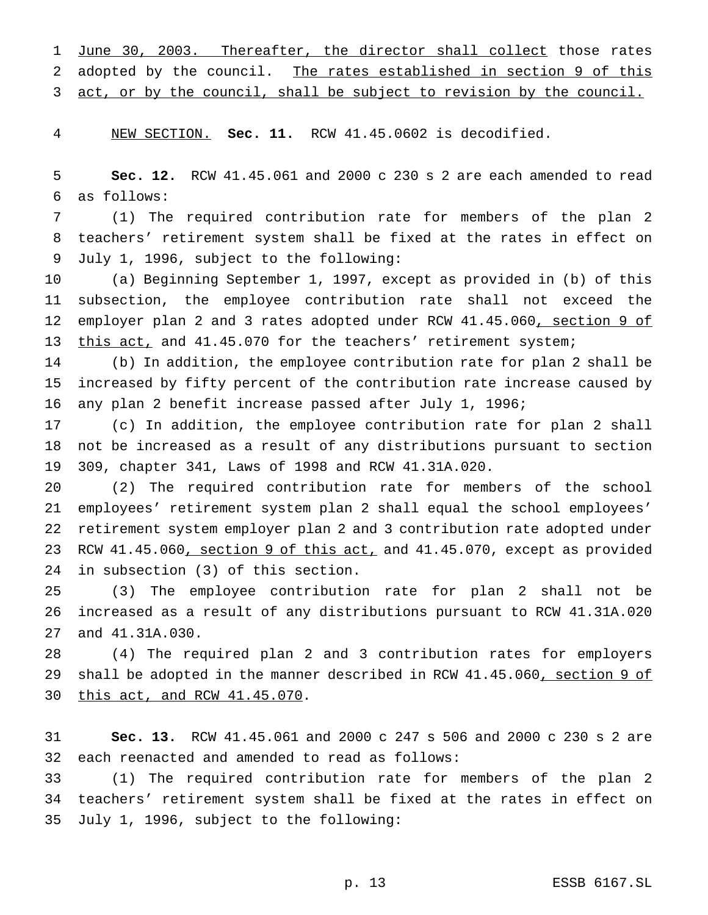June 30, 2003. Thereafter, the director shall collect those rates adopted by the council. The rates established in section 9 of this act, or by the council, shall be subject to revision by the council.

NEW SECTION. **Sec. 11.** RCW 41.45.0602 is decodified.

**Sec. 12.** RCW 41.45.061 and 2000 c 230 s 2 are each amended to read as follows:

(1) The required contribution rate for members of the plan 2 teachers' retirement system shall be fixed at the rates in effect on July 1, 1996, subject to the following:

(a) Beginning September 1, 1997, except as provided in (b) of this subsection, the employee contribution rate shall not exceed the employer plan 2 and 3 rates adopted under RCW 41.45.060, section 9 of this act, and 41.45.070 for the teachers' retirement system;

(b) In addition, the employee contribution rate for plan 2 shall be increased by fifty percent of the contribution rate increase caused by any plan 2 benefit increase passed after July 1, 1996;

(c) In addition, the employee contribution rate for plan 2 shall not be increased as a result of any distributions pursuant to section 309, chapter 341, Laws of 1998 and RCW 41.31A.020.

(2) The required contribution rate for members of the school employees' retirement system plan 2 shall equal the school employees' retirement system employer plan 2 and 3 contribution rate adopted under RCW 41.45.060, section 9 of this act, and 41.45.070, except as provided in subsection (3) of this section.

(3) The employee contribution rate for plan 2 shall not be increased as a result of any distributions pursuant to RCW 41.31A.020 and 41.31A.030.

(4) The required plan 2 and 3 contribution rates for employers shall be adopted in the manner described in RCW 41.45.060, section 9 of this act, and RCW 41.45.070.

**Sec. 13.** RCW 41.45.061 and 2000 c 247 s 506 and 2000 c 230 s 2 are each reenacted and amended to read as follows:

(1) The required contribution rate for members of the plan 2 teachers' retirement system shall be fixed at the rates in effect on July 1, 1996, subject to the following: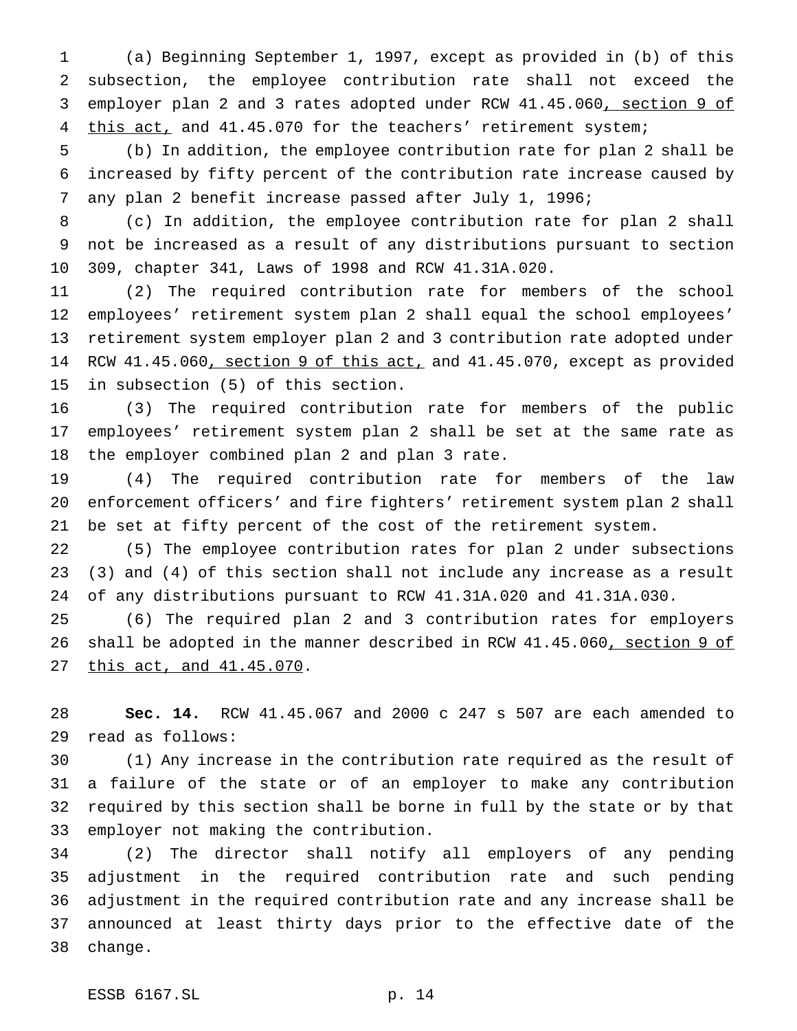(a) Beginning September 1, 1997, except as provided in (b) of this subsection, the employee contribution rate shall not exceed the employer plan 2 and 3 rates adopted under RCW 41.45.060, section 9 of this act, and 41.45.070 for the teachers' retirement system;

(b) In addition, the employee contribution rate for plan 2 shall be increased by fifty percent of the contribution rate increase caused by any plan 2 benefit increase passed after July 1, 1996;

(c) In addition, the employee contribution rate for plan 2 shall not be increased as a result of any distributions pursuant to section 309, chapter 341, Laws of 1998 and RCW 41.31A.020.

(2) The required contribution rate for members of the school employees' retirement system plan 2 shall equal the school employees' retirement system employer plan 2 and 3 contribution rate adopted under RCW 41.45.060, section 9 of this act, and 41.45.070, except as provided in subsection (5) of this section.

(3) The required contribution rate for members of the public employees' retirement system plan 2 shall be set at the same rate as the employer combined plan 2 and plan 3 rate.

(4) The required contribution rate for members of the law enforcement officers' and fire fighters' retirement system plan 2 shall be set at fifty percent of the cost of the retirement system.

(5) The employee contribution rates for plan 2 under subsections (3) and (4) of this section shall not include any increase as a result of any distributions pursuant to RCW 41.31A.020 and 41.31A.030.

(6) The required plan 2 and 3 contribution rates for employers shall be adopted in the manner described in RCW 41.45.060, section 9 of this act, and 41.45.070.

**Sec. 14.** RCW 41.45.067 and 2000 c 247 s 507 are each amended to read as follows:

(1) Any increase in the contribution rate required as the result of a failure of the state or of an employer to make any contribution required by this section shall be borne in full by the state or by that employer not making the contribution.

(2) The director shall notify all employers of any pending adjustment in the required contribution rate and such pending adjustment in the required contribution rate and any increase shall be announced at least thirty days prior to the effective date of the change.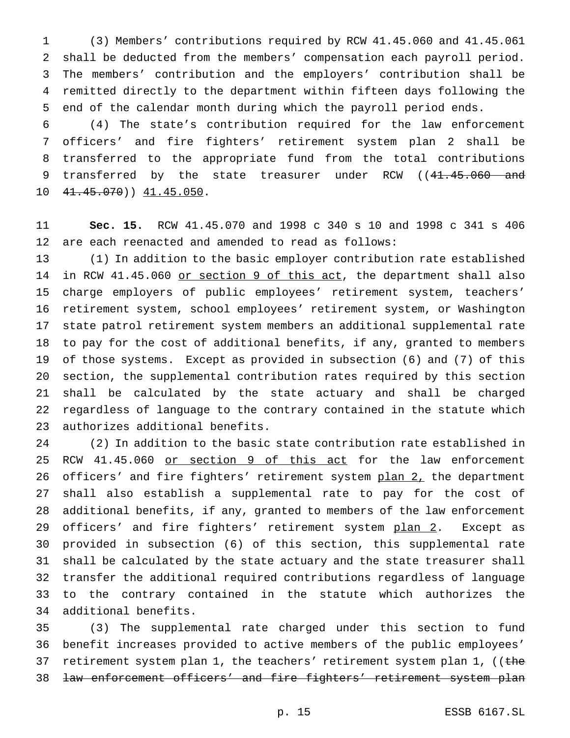(3) Members' contributions required by RCW 41.45.060 and 41.45.061 shall be deducted from the members' compensation each payroll period. The members' contribution and the employers' contribution shall be remitted directly to the department within fifteen days following the end of the calendar month during which the payroll period ends.

(4) The state's contribution required for the law enforcement officers' and fire fighters' retirement system plan 2 shall be transferred to the appropriate fund from the total contributions transferred by the state treasurer under RCW ((~~41.45.060 and 41.45.070~~)) <u>41.45.050</u>.

**Sec. 15.** RCW 41.45.070 and 1998 c 340 s 10 and 1998 c 341 s 406 are each reenacted and amended to read as follows:

(1) In addition to the basic employer contribution rate established in RCW 41.45.060 <u>or section 9 of this act</u>, the department shall also charge employers of public employees' retirement system, teachers' retirement system, school employees' retirement system, or Washington state patrol retirement system members an additional supplemental rate to pay for the cost of additional benefits, if any, granted to members of those systems. Except as provided in subsection (6) and (7) of this section, the supplemental contribution rates required by this section shall be calculated by the state actuary and shall be charged regardless of language to the contrary contained in the statute which authorizes additional benefits.

(2) In addition to the basic state contribution rate established in RCW 41.45.060 <u>or section 9 of this act</u> for the law enforcement officers' and fire fighters' retirement system <u>plan 2,</u> the department shall also establish a supplemental rate to pay for the cost of additional benefits, if any, granted to members of the law enforcement officers' and fire fighters' retirement system <u>plan 2</u>. Except as provided in subsection (6) of this section, this supplemental rate shall be calculated by the state actuary and the state treasurer shall transfer the additional required contributions regardless of language to the contrary contained in the statute which authorizes the additional benefits.

(3) The supplemental rate charged under this section to fund benefit increases provided to active members of the public employees' retirement system plan 1, the teachers' retirement system plan 1, ((~~the law enforcement officers' and fire fighters' retirement system plan~~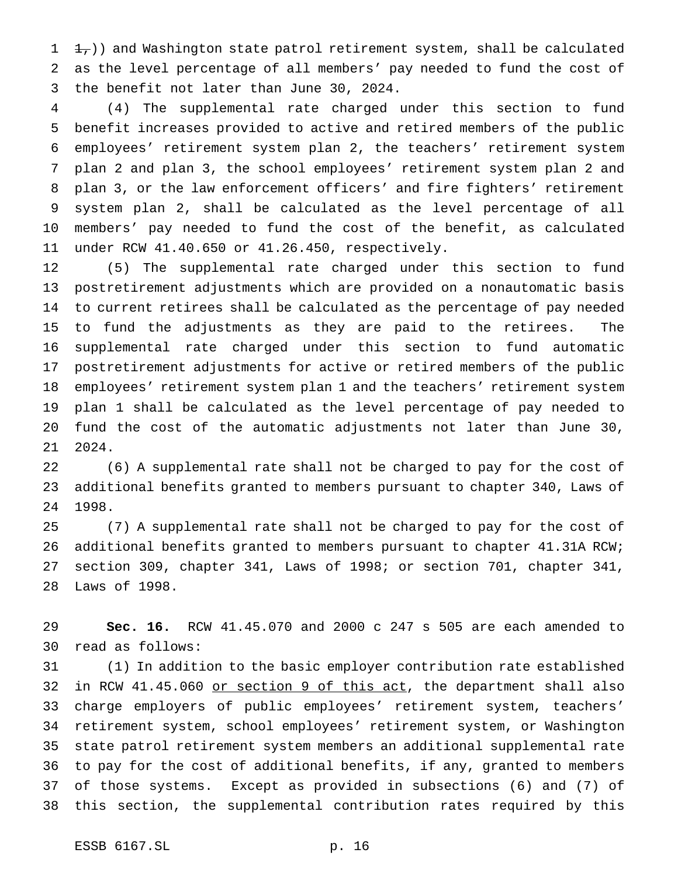~~1,~~)) and Washington state patrol retirement system, shall be calculated as the level percentage of all members' pay needed to fund the cost of the benefit not later than June 30, 2024.

(4) The supplemental rate charged under this section to fund benefit increases provided to active and retired members of the public employees' retirement system plan 2, the teachers' retirement system plan 2 and plan 3, the school employees' retirement system plan 2 and plan 3, or the law enforcement officers' and fire fighters' retirement system plan 2, shall be calculated as the level percentage of all members' pay needed to fund the cost of the benefit, as calculated under RCW 41.40.650 or 41.26.450, respectively.

(5) The supplemental rate charged under this section to fund postretirement adjustments which are provided on a nonautomatic basis to current retirees shall be calculated as the percentage of pay needed to fund the adjustments as they are paid to the retirees. The supplemental rate charged under this section to fund automatic postretirement adjustments for active or retired members of the public employees' retirement system plan 1 and the teachers' retirement system plan 1 shall be calculated as the level percentage of pay needed to fund the cost of the automatic adjustments not later than June 30, 2024.

(6) A supplemental rate shall not be charged to pay for the cost of additional benefits granted to members pursuant to chapter 340, Laws of 1998.

(7) A supplemental rate shall not be charged to pay for the cost of additional benefits granted to members pursuant to chapter 41.31A RCW; section 309, chapter 341, Laws of 1998; or section 701, chapter 341, Laws of 1998.

**Sec. 16.** RCW 41.45.070 and 2000 c 247 s 505 are each amended to read as follows:

(1) In addition to the basic employer contribution rate established in RCW 41.45.060 <u>or section 9 of this act</u>, the department shall also charge employers of public employees' retirement system, teachers' retirement system, school employees' retirement system, or Washington state patrol retirement system members an additional supplemental rate to pay for the cost of additional benefits, if any, granted to members of those systems. Except as provided in subsections (6) and (7) of this section, the supplemental contribution rates required by this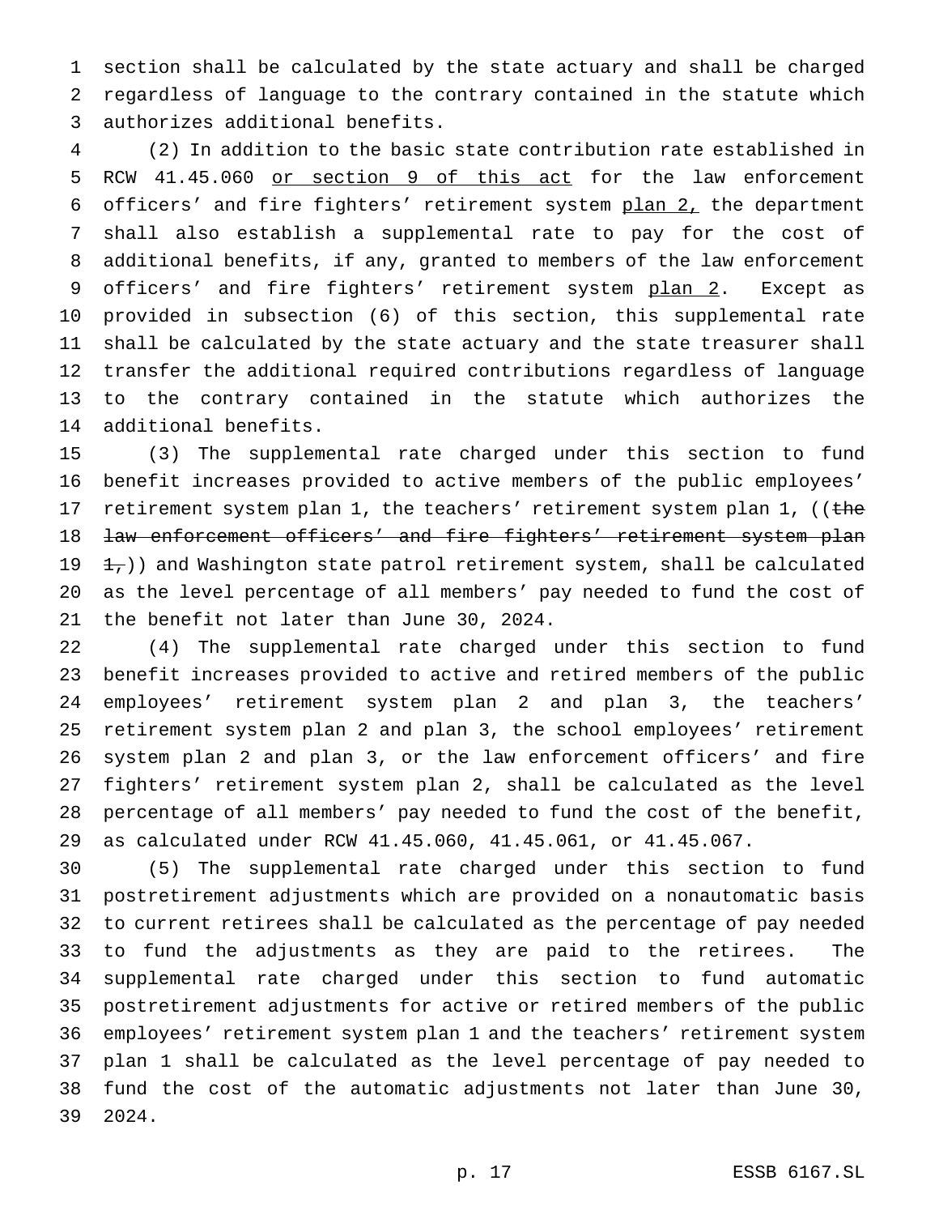section shall be calculated by the state actuary and shall be charged regardless of language to the contrary contained in the statute which authorizes additional benefits.

(2) In addition to the basic state contribution rate established in RCW 41.45.060 <u>or section 9 of this act</u> for the law enforcement officers' and fire fighters' retirement system <u>plan 2,</u> the department shall also establish a supplemental rate to pay for the cost of additional benefits, if any, granted to members of the law enforcement officers' and fire fighters' retirement system <u>plan 2</u>. Except as provided in subsection (6) of this section, this supplemental rate shall be calculated by the state actuary and the state treasurer shall transfer the additional required contributions regardless of language to the contrary contained in the statute which authorizes the additional benefits.

(3) The supplemental rate charged under this section to fund benefit increases provided to active members of the public employees' retirement system plan 1, the teachers' retirement system plan 1, ((~~the law enforcement officers' and fire fighters' retirement system plan 1,~~)) and Washington state patrol retirement system, shall be calculated as the level percentage of all members' pay needed to fund the cost of the benefit not later than June 30, 2024.

(4) The supplemental rate charged under this section to fund benefit increases provided to active and retired members of the public employees' retirement system plan 2 and plan 3, the teachers' retirement system plan 2 and plan 3, the school employees' retirement system plan 2 and plan 3, or the law enforcement officers' and fire fighters' retirement system plan 2, shall be calculated as the level percentage of all members' pay needed to fund the cost of the benefit, as calculated under RCW 41.45.060, 41.45.061, or 41.45.067.

(5) The supplemental rate charged under this section to fund postretirement adjustments which are provided on a nonautomatic basis to current retirees shall be calculated as the percentage of pay needed to fund the adjustments as they are paid to the retirees. The supplemental rate charged under this section to fund automatic postretirement adjustments for active or retired members of the public employees' retirement system plan 1 and the teachers' retirement system plan 1 shall be calculated as the level percentage of pay needed to fund the cost of the automatic adjustments not later than June 30, 2024.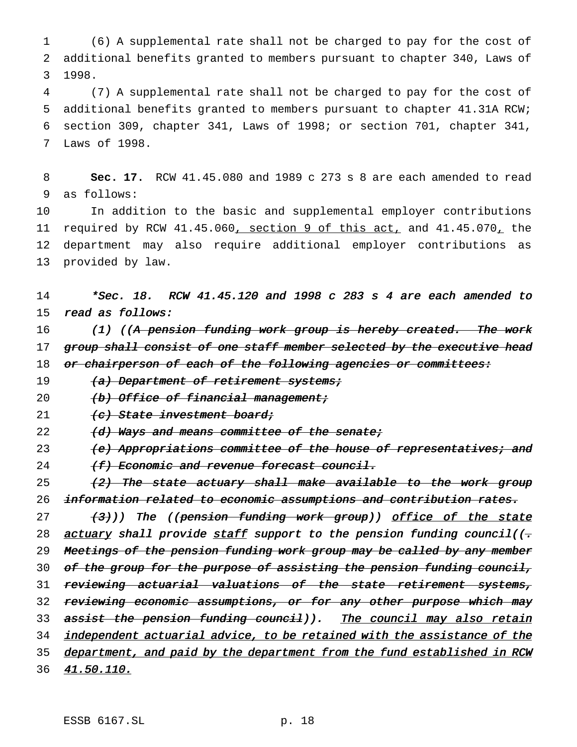(6) A supplemental rate shall not be charged to pay for the cost of additional benefits granted to members pursuant to chapter 340, Laws of 1998.

(7) A supplemental rate shall not be charged to pay for the cost of additional benefits granted to members pursuant to chapter 41.31A RCW; section 309, chapter 341, Laws of 1998; or section 701, chapter 341, Laws of 1998.

**Sec. 17.** RCW 41.45.080 and 1989 c 273 s 8 are each amended to read as follows:

In addition to the basic and supplemental employer contributions required by RCW 41.45.060, section 9 of this act, and 41.45.070, the department may also require additional employer contributions as provided by law.

*\*Sec. 18. RCW 41.45.120 and 1998 c 283 s 4 are each amended to read as follows:*

*(1) ((~~A pension funding work group is hereby created. The work group shall consist of one staff member selected by the executive head or chairperson of each of the following agencies or committees:~~*

*~~(a) Department of retirement systems;~~*

*~~(b) Office of financial management;~~*

*~~(c) State investment board;~~*

*~~(d) Ways and means committee of the senate;~~*

*~~(e) Appropriations committee of the house of representatives; and~~*

*~~(f) Economic and revenue forecast council.~~*

*~~(2) The state actuary shall make available to the work group information related to economic assumptions and contribution rates.~~*

*~~(3)~~)) The ((~~pension funding work group~~)) office of the state actuary shall provide staff support to the pension funding council((~~. Meetings of the pension funding work group may be called by any member of the group for the purpose of assisting the pension funding council, reviewing actuarial valuations of the state retirement systems, reviewing economic assumptions, or for any other purpose which may assist the pension funding council~~)). The council may also retain independent actuarial advice, to be retained with the assistance of the department, and paid by the department from the fund established in RCW 41.50.110.*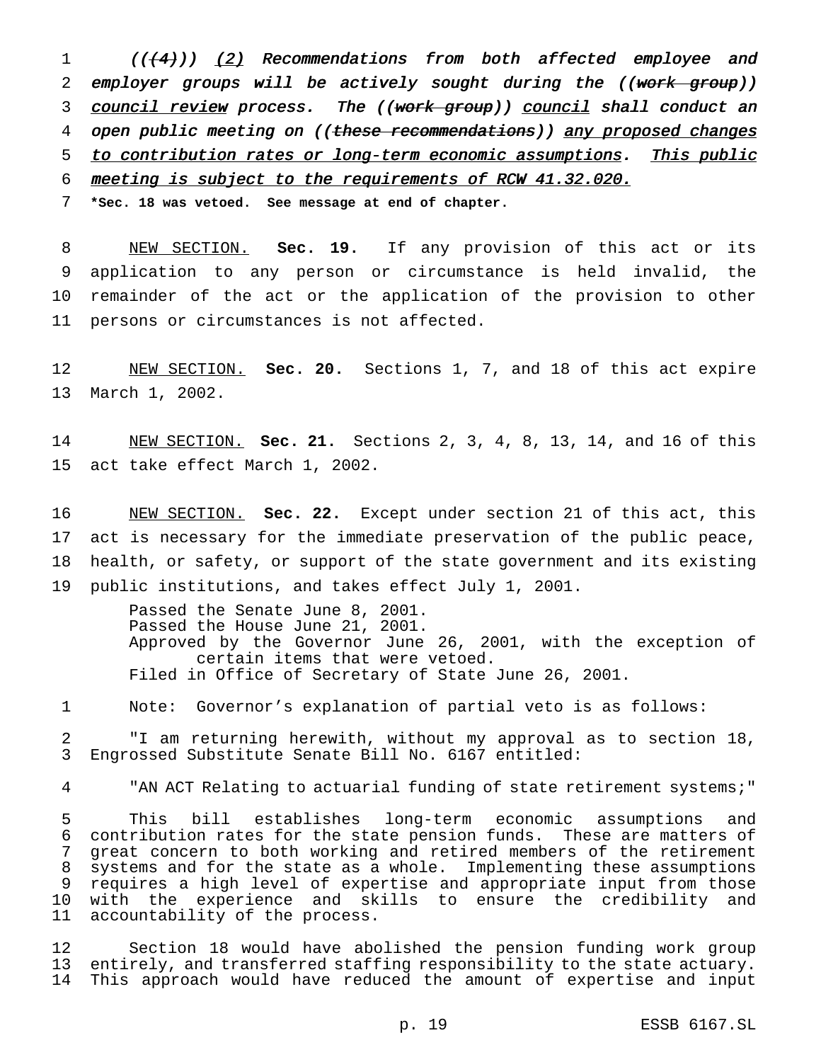*((~~(4)~~)) (2) Recommendations from both affected employee and employer groups will be actively sought during the ((~~work group~~)) council review process. The ((~~work group~~)) council shall conduct an open public meeting on ((~~these recommendations~~)) any proposed changes to contribution rates or long-term economic assumptions. This public meeting is subject to the requirements of RCW 41.32.020.*

**\*Sec. 18 was vetoed. See message at end of chapter.**

NEW SECTION. **Sec. 19.** If any provision of this act or its application to any person or circumstance is held invalid, the remainder of the act or the application of the provision to other persons or circumstances is not affected.

NEW SECTION. **Sec. 20.** Sections 1, 7, and 18 of this act expire March 1, 2002.

NEW SECTION. **Sec. 21.** Sections 2, 3, 4, 8, 13, 14, and 16 of this act take effect March 1, 2002.

NEW SECTION. **Sec. 22.** Except under section 21 of this act, this act is necessary for the immediate preservation of the public peace, health, or safety, or support of the state government and its existing public institutions, and takes effect July 1, 2001.

Passed the Senate June 8, 2001.
Passed the House June 21, 2001.
Approved by the Governor June 26, 2001, with the exception of certain items that were vetoed.
Filed in Office of Secretary of State June 26, 2001.

Note: Governor's explanation of partial veto is as follows:

"I am returning herewith, without my approval as to section 18, Engrossed Substitute Senate Bill No. 6167 entitled:

"AN ACT Relating to actuarial funding of state retirement systems;"

This bill establishes long-term economic assumptions and contribution rates for the state pension funds. These are matters of great concern to both working and retired members of the retirement systems and for the state as a whole. Implementing these assumptions requires a high level of expertise and appropriate input from those with the experience and skills to ensure the credibility and accountability of the process.

Section 18 would have abolished the pension funding work group entirely, and transferred staffing responsibility to the state actuary. This approach would have reduced the amount of expertise and input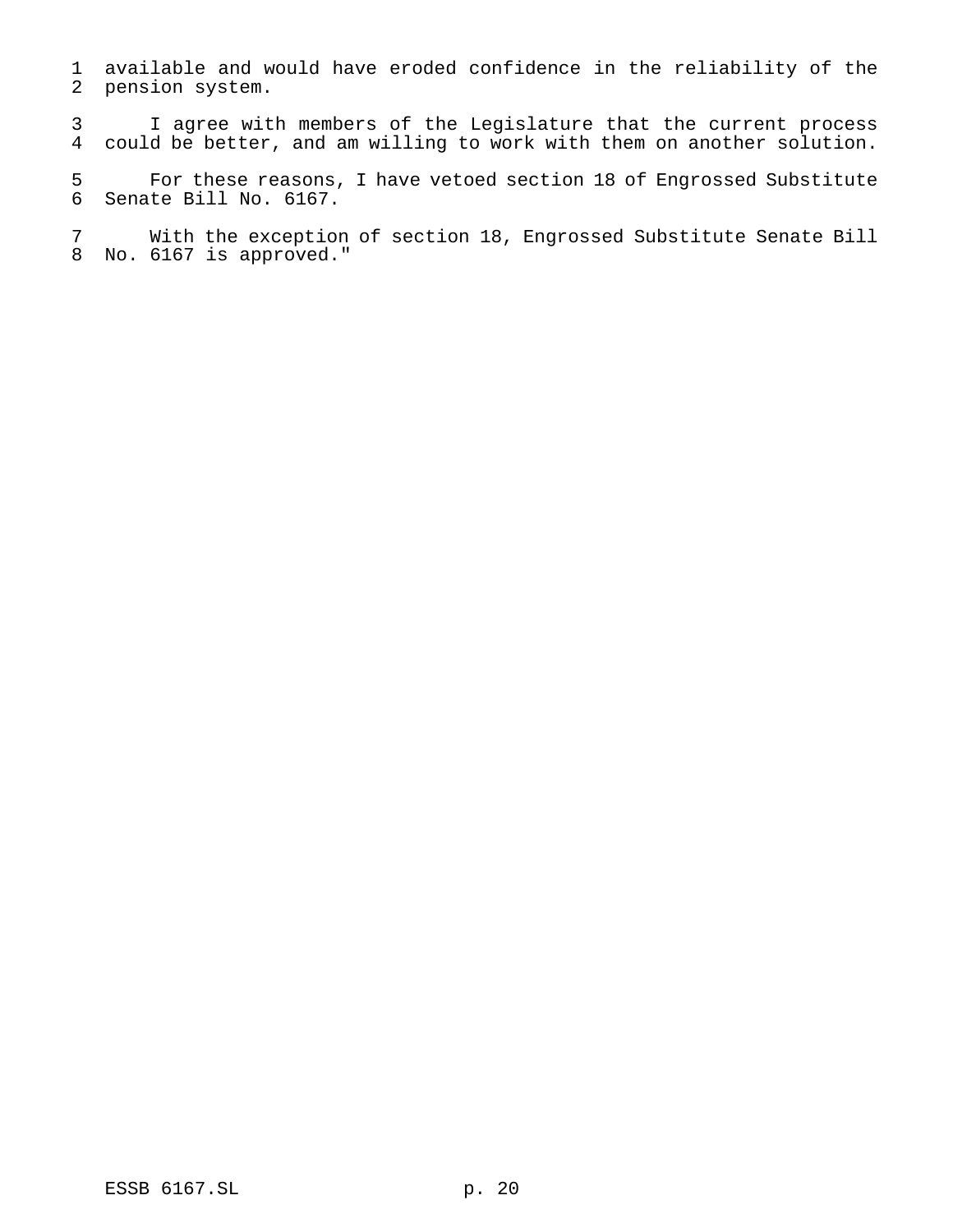available and would have eroded confidence in the reliability of the pension system.

I agree with members of the Legislature that the current process could be better, and am willing to work with them on another solution.

For these reasons, I have vetoed section 18 of Engrossed Substitute Senate Bill No. 6167.

With the exception of section 18, Engrossed Substitute Senate Bill No. 6167 is approved."